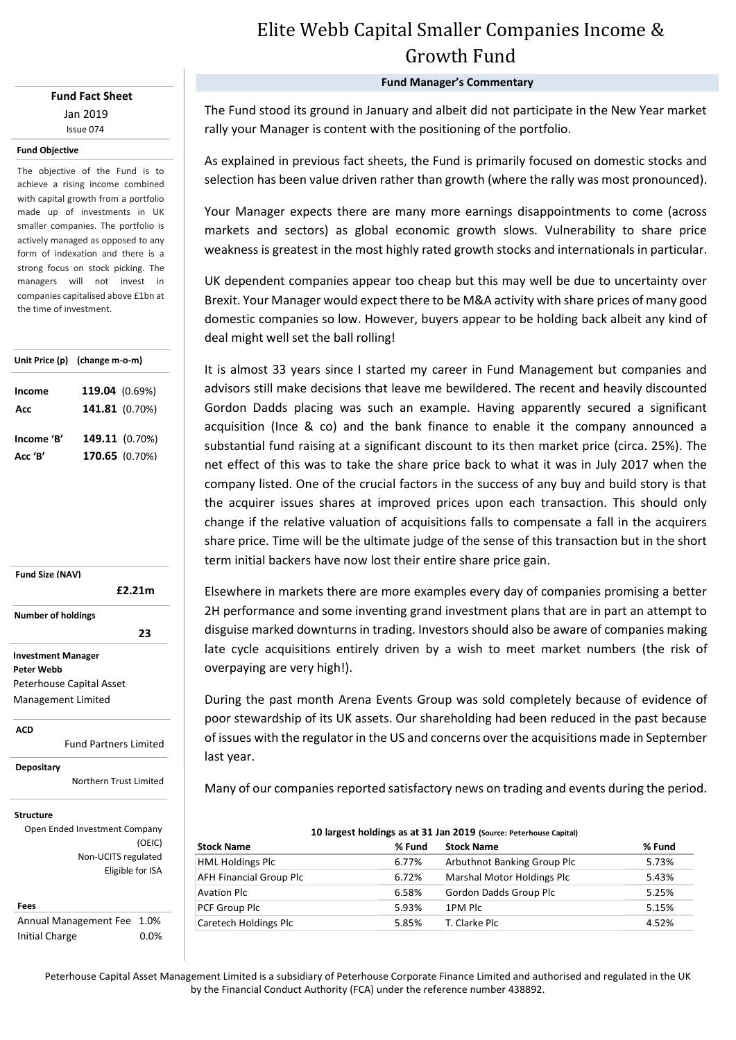# Elite Webb Capital Smaller Companies Income & Growth Fund

**Fund Fact Sheet**

Jan 2019

Issue 074

**Fund Objective**

The objective of the Fund is to achieve a rising income combined with capital growth from a portfolio made up of investments in UK smaller companies. The portfolio is actively managed as opposed to any form of indexation and there is a strong focus on stock picking. The managers will not invest in companies capitalised above £1bn at the time of investment.

| Unit Price (p) | (change m-o-m) |
| --- | --- |
| **Income** | **119.04** (0.69%) |
| **Acc** | **141.81** (0.70%) |
| **Income 'B'** | **149.11** (0.70%) |
| **Acc 'B'** | **170.65** (0.70%) |

**Fund Size (NAV)**

**£2.21m**

**Number of holdings**

**23**

**Investment Manager**

**Peter Webb**

Peterhouse Capital Asset Management Limited

**ACD**

Fund Partners Limited

**Depositary**

Northern Trust Limited

**Structure**

Open Ended Investment Company (OEIC)

Non-UCITS regulated

Eligible for ISA

**Fees**

| | |
| --- | --- |
| Annual Management Fee | 1.0% |
| Initial Charge | 0.0% |

## Fund Manager's Commentary

The Fund stood its ground in January and albeit did not participate in the New Year market rally your Manager is content with the positioning of the portfolio.

As explained in previous fact sheets, the Fund is primarily focused on domestic stocks and selection has been value driven rather than growth (where the rally was most pronounced).

Your Manager expects there are many more earnings disappointments to come (across markets and sectors) as global economic growth slows. Vulnerability to share price weakness is greatest in the most highly rated growth stocks and internationals in particular.

UK dependent companies appear too cheap but this may well be due to uncertainty over Brexit. Your Manager would expect there to be M&A activity with share prices of many good domestic companies so low. However, buyers appear to be holding back albeit any kind of deal might well set the ball rolling!

It is almost 33 years since I started my career in Fund Management but companies and advisors still make decisions that leave me bewildered. The recent and heavily discounted Gordon Dadds placing was such an example. Having apparently secured a significant acquisition (Ince & co) and the bank finance to enable it the company announced a substantial fund raising at a significant discount to its then market price (circa. 25%). The net effect of this was to take the share price back to what it was in July 2017 when the company listed. One of the crucial factors in the success of any buy and build story is that the acquirer issues shares at improved prices upon each transaction. This should only change if the relative valuation of acquisitions falls to compensate a fall in the acquirers share price. Time will be the ultimate judge of the sense of this transaction but in the short term initial backers have now lost their entire share price gain.

Elsewhere in markets there are more examples every day of companies promising a better 2H performance and some inventing grand investment plans that are in part an attempt to disguise marked downturns in trading. Investors should also be aware of companies making late cycle acquisitions entirely driven by a wish to meet market numbers (the risk of overpaying are very high!).

During the past month Arena Events Group was sold completely because of evidence of poor stewardship of its UK assets. Our shareholding had been reduced in the past because of issues with the regulator in the US and concerns over the acquisitions made in September last year.

Many of our companies reported satisfactory news on trading and events during the period.

**10 largest holdings as at 31 Jan 2019** (Source: Peterhouse Capital)

| Stock Name | % Fund | Stock Name | % Fund |
| --- | --- | --- | --- |
| HML Holdings Plc | 6.77% | Arbuthnot Banking Group Plc | 5.73% |
| AFH Financial Group Plc | 6.72% | Marshal Motor Holdings Plc | 5.43% |
| Avation Plc | 6.58% | Gordon Dadds Group Plc | 5.25% |
| PCF Group Plc | 5.93% | 1PM Plc | 5.15% |
| Caretech Holdings Plc | 5.85% | T. Clarke Plc | 4.52% |

Peterhouse Capital Asset Management Limited is a subsidiary of Peterhouse Corporate Finance Limited and authorised and regulated in the UK by the Financial Conduct Authority (FCA) under the reference number 438892.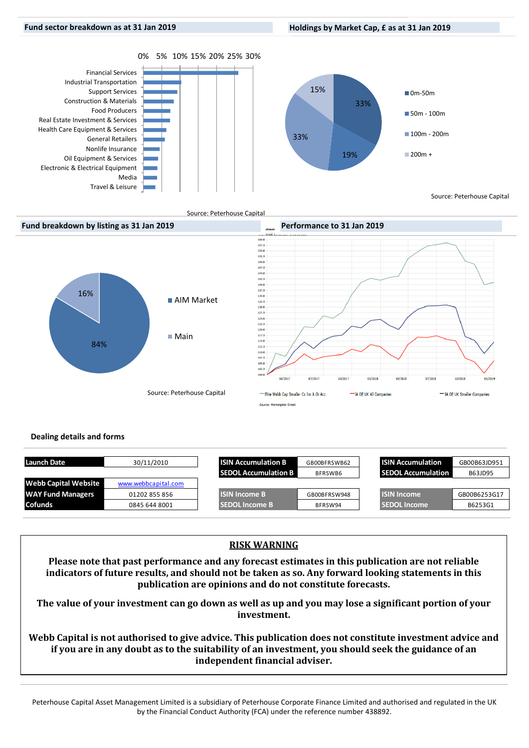## Fund sector breakdown as at 31 Jan 2019

0% 5% 10% 15% 20% 25% 30%

Financial Services
Industrial Transportation
Support Services
Construction & Materials
Food Producers
Real Estate Investment & Services
Health Care Equipment & Services
General Retailers
Nonlife Insurance
Oil Equipment & Services
Electronic & Electrical Equipment
Media
Travel & Leisure

Source: Peterhouse Capital

## Holdings by Market Cap, £ as at 31 Jan 2019

0m-50m
50m - 100m
100m - 200m
200m +

33%
19%
33%
15%

Source: Peterhouse Capital

## Fund breakdown by listing as 31 Jan 2019

AIM Market
Main

84%
16%

Source: Peterhouse Capital

## Performance to 31 Jan 2019

160.0
157.5
155.0
152.5
150.0
147.5
145.0
142.5
140.0
137.5
135.0
132.5
130.0
127.5
125.0
122.5
120.0
117.5
115.0
112.5
110.0
107.5
105.0
102.5
100.0

04/2017 07/2017 10/2017 01/2018 04/2018 07/2018 10/2018 01/2019

Elite Webb Cap Smaller Co Inc & Gr Acc
IA OE UK All Companies
IA OE UK Smaller Companies

Source: Morningstar Direct

### Dealing details and forms

| | |
|---|---|
| Launch Date | 30/11/2010 |
| Webb Capital Website | www.webbcapital.com |
| WAY Fund Managers | 01202 855 856 |
| Cofunds | 0845 644 8001 |

| | |
|---|---|
| ISIN Accumulation B | GB00BFRSWB62 |
| SEDOL Accumulation B | BFRSWB6 |
| ISIN Income B | GB00BFRSW948 |
| SEDOL Income B | BFRSW94 |

| | |
|---|---|
| ISIN Accumulation | GB00B63JD951 |
| SEDOL Accumulation | B63JD95 |
| ISIN Income | GB00B6253G17 |
| SEDOL Income | B6253G1 |

## RISK WARNING

**Please note that past performance and any forecast estimates in this publication are not reliable indicators of future results, and should not be taken as so. Any forward looking statements in this publication are opinions and do not constitute forecasts.**

**The value of your investment can go down as well as up and you may lose a significant portion of your investment.**

**Webb Capital is not authorised to give advice. This publication does not constitute investment advice and if you are in any doubt as to the suitability of an investment, you should seek the guidance of an independent financial adviser.**

Peterhouse Capital Asset Management Limited is a subsidiary of Peterhouse Corporate Finance Limited and authorised and regulated in the UK by the Financial Conduct Authority (FCA) under the reference number 438892.